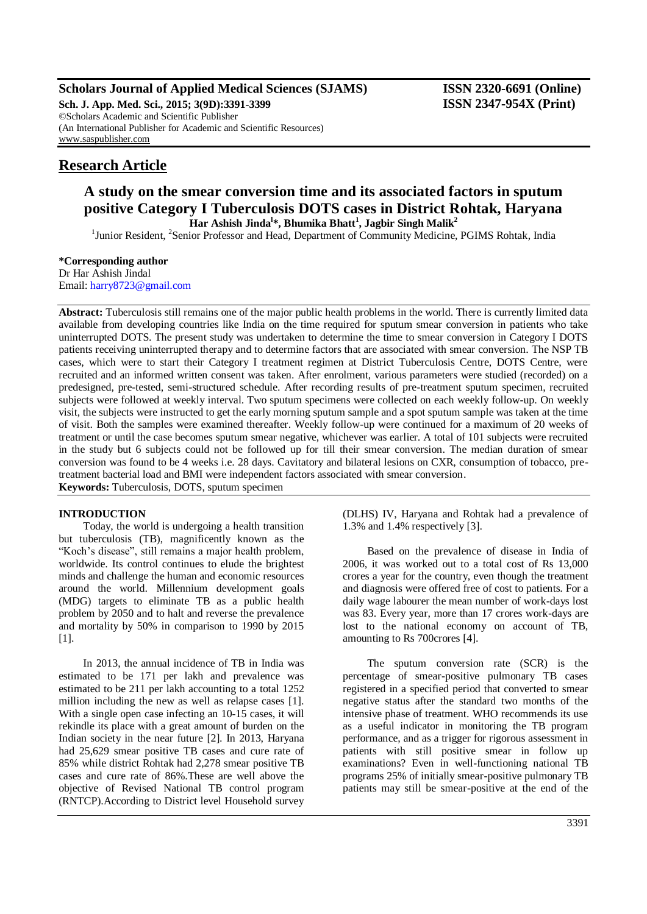**Scholars Journal of Applied Medical Sciences (SJAMS)** **ISSN 2320-6691 (Online)**
**Sch. J. App. Med. Sci., 2015; 3(9D):3391-3399** **ISSN 2347-954X (Print)**
©Scholars Academic and Scientific Publisher
(An International Publisher for Academic and Scientific Resources)
www.saspublisher.com

## Research Article

# A study on the smear conversion time and its associated factors in sputum positive Category I Tuberculosis DOTS cases in District Rohtak, Haryana

**Har Ashish Jindal[1]*, Bhumika Bhatt[1], Jagbir Singh Malik[2]**

[1]Junior Resident, [2]Senior Professor and Head, Department of Community Medicine, PGIMS Rohtak, India

**\*Corresponding author**
Dr Har Ashish Jindal
Email: harry8723@gmail.com

**Abstract:** Tuberculosis still remains one of the major public health problems in the world. There is currently limited data available from developing countries like India on the time required for sputum smear conversion in patients who take uninterrupted DOTS. The present study was undertaken to determine the time to smear conversion in Category I DOTS patients receiving uninterrupted therapy and to determine factors that are associated with smear conversion. The NSP TB cases, which were to start their Category I treatment regimen at District Tuberculosis Centre, DOTS Centre, were recruited and an informed written consent was taken. After enrolment, various parameters were studied (recorded) on a predesigned, pre-tested, semi-structured schedule. After recording results of pre-treatment sputum specimen, recruited subjects were followed at weekly interval. Two sputum specimens were collected on each weekly follow-up. On weekly visit, the subjects were instructed to get the early morning sputum sample and a spot sputum sample was taken at the time of visit. Both the samples were examined thereafter. Weekly follow-up were continued for a maximum of 20 weeks of treatment or until the case becomes sputum smear negative, whichever was earlier. A total of 101 subjects were recruited in the study but 6 subjects could not be followed up for till their smear conversion. The median duration of smear conversion was found to be 4 weeks i.e. 28 days. Cavitatory and bilateral lesions on CXR, consumption of tobacco, pre-treatment bacterial load and BMI were independent factors associated with smear conversion.
**Keywords:** Tuberculosis, DOTS, sputum specimen

## INTRODUCTION

Today, the world is undergoing a health transition but tuberculosis (TB), magnificently known as the "Koch's disease", still remains a major health problem, worldwide. Its control continues to elude the brightest minds and challenge the human and economic resources around the world. Millennium development goals (MDG) targets to eliminate TB as a public health problem by 2050 and to halt and reverse the prevalence and mortality by 50% in comparison to 1990 by 2015 [1].

In 2013, the annual incidence of TB in India was estimated to be 171 per lakh and prevalence was estimated to be 211 per lakh accounting to a total 1252 million including the new as well as relapse cases [1]. With a single open case infecting an 10-15 cases, it will rekindle its place with a great amount of burden on the Indian society in the near future [2]. In 2013, Haryana had 25,629 smear positive TB cases and cure rate of 85% while district Rohtak had 2,278 smear positive TB cases and cure rate of 86%.These are well above the objective of Revised National TB control program (RNTCP).According to District level Household survey (DLHS) IV, Haryana and Rohtak had a prevalence of 1.3% and 1.4% respectively [3].

Based on the prevalence of disease in India of 2006, it was worked out to a total cost of Rs 13,000 crores a year for the country, even though the treatment and diagnosis were offered free of cost to patients. For a daily wage labourer the mean number of work-days lost was 83. Every year, more than 17 crores work-days are lost to the national economy on account of TB, amounting to Rs 700crores [4].

The sputum conversion rate (SCR) is the percentage of smear-positive pulmonary TB cases registered in a specified period that converted to smear negative status after the standard two months of the intensive phase of treatment. WHO recommends its use as a useful indicator in monitoring the TB program performance, and as a trigger for rigorous assessment in patients with still positive smear in follow up examinations? Even in well-functioning national TB programs 25% of initially smear-positive pulmonary TB patients may still be smear-positive at the end of the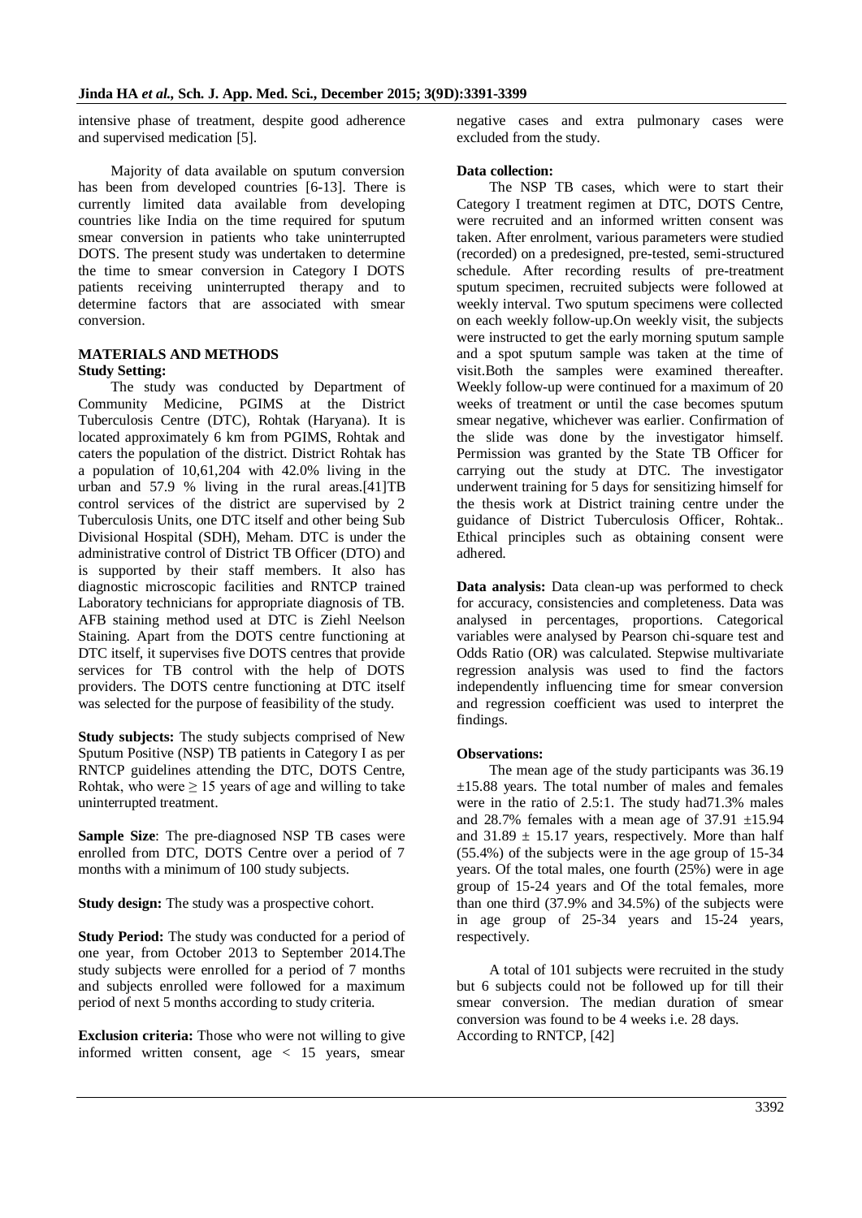intensive phase of treatment, despite good adherence and supervised medication [5].

Majority of data available on sputum conversion has been from developed countries [6-13]. There is currently limited data available from developing countries like India on the time required for sputum smear conversion in patients who take uninterrupted DOTS. The present study was undertaken to determine the time to smear conversion in Category I DOTS patients receiving uninterrupted therapy and to determine factors that are associated with smear conversion.

## MATERIALS AND METHODS

**Study Setting:**

The study was conducted by Department of Community Medicine, PGIMS at the District Tuberculosis Centre (DTC), Rohtak (Haryana). It is located approximately 6 km from PGIMS, Rohtak and caters the population of the district. District Rohtak has a population of 10,61,204 with 42.0% living in the urban and 57.9 % living in the rural areas.[41]TB control services of the district are supervised by 2 Tuberculosis Units, one DTC itself and other being Sub Divisional Hospital (SDH), Meham. DTC is under the administrative control of District TB Officer (DTO) and is supported by their staff members. It also has diagnostic microscopic facilities and RNTCP trained Laboratory technicians for appropriate diagnosis of TB. AFB staining method used at DTC is Ziehl Neelson Staining. Apart from the DOTS centre functioning at DTC itself, it supervises five DOTS centres that provide services for TB control with the help of DOTS providers. The DOTS centre functioning at DTC itself was selected for the purpose of feasibility of the study.

**Study subjects:** The study subjects comprised of New Sputum Positive (NSP) TB patients in Category I as per RNTCP guidelines attending the DTC, DOTS Centre, Rohtak, who were $\geq$ 15 years of age and willing to take uninterrupted treatment.

**Sample Size**: The pre-diagnosed NSP TB cases were enrolled from DTC, DOTS Centre over a period of 7 months with a minimum of 100 study subjects.

**Study design:** The study was a prospective cohort.

**Study Period:** The study was conducted for a period of one year, from October 2013 to September 2014.The study subjects were enrolled for a period of 7 months and subjects enrolled were followed for a maximum period of next 5 months according to study criteria.

**Exclusion criteria:** Those who were not willing to give informed written consent, age < 15 years, smear negative cases and extra pulmonary cases were excluded from the study.

**Data collection:**

The NSP TB cases, which were to start their Category I treatment regimen at DTC, DOTS Centre, were recruited and an informed written consent was taken. After enrolment, various parameters were studied (recorded) on a predesigned, pre-tested, semi-structured schedule. After recording results of pre-treatment sputum specimen, recruited subjects were followed at weekly interval. Two sputum specimens were collected on each weekly follow-up.On weekly visit, the subjects were instructed to get the early morning sputum sample and a spot sputum sample was taken at the time of visit.Both the samples were examined thereafter. Weekly follow-up were continued for a maximum of 20 weeks of treatment or until the case becomes sputum smear negative, whichever was earlier. Confirmation of the slide was done by the investigator himself. Permission was granted by the State TB Officer for carrying out the study at DTC. The investigator underwent training for 5 days for sensitizing himself for the thesis work at District training centre under the guidance of District Tuberculosis Officer, Rohtak.. Ethical principles such as obtaining consent were adhered.

**Data analysis:** Data clean-up was performed to check for accuracy, consistencies and completeness. Data was analysed in percentages, proportions. Categorical variables were analysed by Pearson chi-square test and Odds Ratio (OR) was calculated. Stepwise multivariate regression analysis was used to find the factors independently influencing time for smear conversion and regression coefficient was used to interpret the findings.

**Observations:**

The mean age of the study participants was 36.19 $\pm$15.88 years. The total number of males and females were in the ratio of 2.5:1. The study had71.3% males and 28.7% females with a mean age of 37.91 $\pm$15.94 and 31.89 $\pm$ 15.17 years, respectively. More than half (55.4%) of the subjects were in the age group of 15-34 years. Of the total males, one fourth (25%) were in age group of 15-24 years and Of the total females, more than one third (37.9% and 34.5%) of the subjects were in age group of 25-34 years and 15-24 years, respectively.

A total of 101 subjects were recruited in the study but 6 subjects could not be followed up for till their smear conversion. The median duration of smear conversion was found to be 4 weeks i.e. 28 days. According to RNTCP, [42]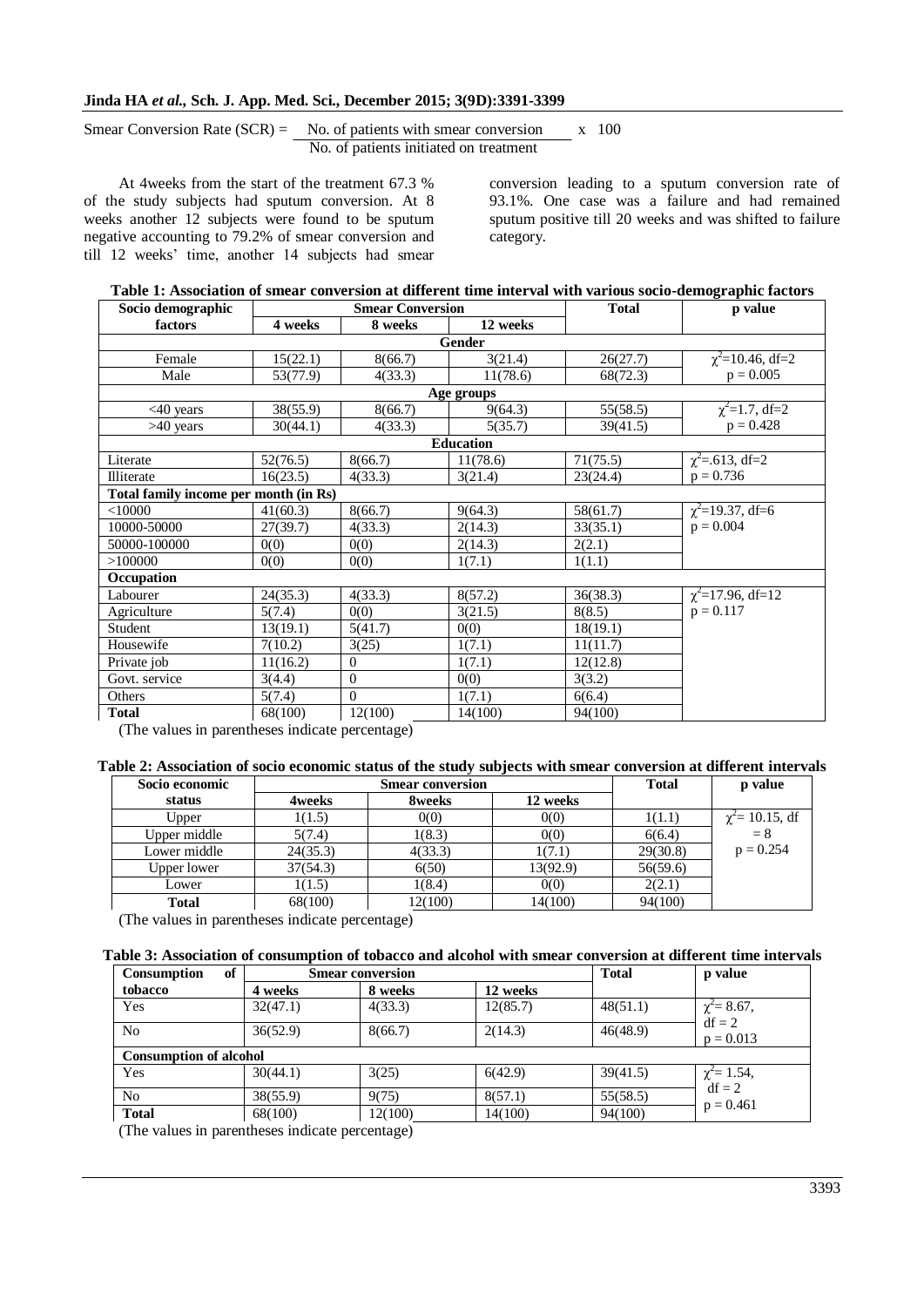$$\text{Smear Conversion Rate (SCR)} = \frac{\text{No. of patients with smear conversion}}{\text{No. of patients initiated on treatment}} \times 100$$

At 4weeks from the start of the treatment 67.3 % of the study subjects had sputum conversion. At 8 weeks another 12 subjects were found to be sputum negative accounting to 79.2% of smear conversion and till 12 weeks' time, another 14 subjects had smear conversion leading to a sputum conversion rate of 93.1%. One case was a failure and had remained sputum positive till 20 weeks and was shifted to failure category.

**Table 1: Association of smear conversion at different time interval with various socio-demographic factors**

| Socio demographic factors | Smear Conversion | | | Total | p value |
|---|---|---|---|---|---|
| | 4 weeks | 8 weeks | 12 weeks | | |
| **Gender** | | | | | |
| Female | 15(22.1) | 8(66.7) | 3(21.4) | 26(27.7) | $\chi^2$=10.46, df=2 |
| Male | 53(77.9) | 4(33.3) | 11(78.6) | 68(72.3) | p = 0.005 |
| **Age groups** | | | | | |
| <40 years | 38(55.9) | 8(66.7) | 9(64.3) | 55(58.5) | $\chi^2$=1.7, df=2 |
| >40 years | 30(44.1) | 4(33.3) | 5(35.7) | 39(41.5) | p = 0.428 |
| **Education** | | | | | |
| Literate | 52(76.5) | 8(66.7) | 11(78.6) | 71(75.5) | $\chi^2$=.613, df=2 |
| Illiterate | 16(23.5) | 4(33.3) | 3(21.4) | 23(24.4) | p = 0.736 |
| **Total family income per month (in Rs)** | | | | | |
| <10000 | 41(60.3) | 8(66.7) | 9(64.3) | 58(61.7) | $\chi^2$=19.37, df=6 |
| 10000-50000 | 27(39.7) | 4(33.3) | 2(14.3) | 33(35.1) | p = 0.004 |
| 50000-100000 | 0(0) | 0(0) | 2(14.3) | 2(2.1) | |
| >100000 | 0(0) | 0(0) | 1(7.1) | 1(1.1) | |
| **Occupation** | | | | | |
| Labourer | 24(35.3) | 4(33.3) | 8(57.2) | 36(38.3) | $\chi^2$=17.96, df=12 |
| Agriculture | 5(7.4) | 0(0) | 3(21.5) | 8(8.5) | p = 0.117 |
| Student | 13(19.1) | 5(41.7) | 0(0) | 18(19.1) | |
| Housewife | 7(10.2) | 3(25) | 1(7.1) | 11(11.7) | |
| Private job | 11(16.2) | 0 | 1(7.1) | 12(12.8) | |
| Govt. service | 3(4.4) | 0 | 0(0) | 3(3.2) | |
| Others | 5(7.4) | 0 | 1(7.1) | 6(6.4) | |
| **Total** | 68(100) | 12(100) | 14(100) | 94(100) | |

(The values in parentheses indicate percentage)

**Table 2: Association of socio economic status of the study subjects with smear conversion at different intervals**

| Socio economic status | Smear conversion | | | Total | p value |
|---|---|---|---|---|---|
| | 4weeks | 8weeks | 12 weeks | | |
| Upper | 1(1.5) | 0(0) | 0(0) | 1(1.1) | $\chi^2$= 10.15, df |
| Upper middle | 5(7.4) | 1(8.3) | 0(0) | 6(6.4) | = 8 |
| Lower middle | 24(35.3) | 4(33.3) | 1(7.1) | 29(30.8) | p = 0.254 |
| Upper lower | 37(54.3) | 6(50) | 13(92.9) | 56(59.6) | |
| Lower | 1(1.5) | 1(8.4) | 0(0) | 2(2.1) | |
| **Total** | 68(100) | 12(100) | 14(100) | 94(100) | |

(The values in parentheses indicate percentage)

**Table 3: Association of consumption of tobacco and alcohol with smear conversion at different time intervals**

| Consumption of tobacco | Smear conversion | | | Total | p value |
|---|---|---|---|---|---|
| | 4 weeks | 8 weeks | 12 weeks | | |
| Yes | 32(47.1) | 4(33.3) | 12(85.7) | 48(51.1) | $\chi^2$= 8.67, df = 2 |
| No | 36(52.9) | 8(66.7) | 2(14.3) | 46(48.9) | p = 0.013 |
| **Consumption of alcohol** | | | | | |
| Yes | 30(44.1) | 3(25) | 6(42.9) | 39(41.5) | $\chi^2$= 1.54, df = 2 |
| No | 38(55.9) | 9(75) | 8(57.1) | 55(58.5) | p = 0.461 |
| **Total** | 68(100) | 12(100) | 14(100) | 94(100) | |

(The values in parentheses indicate percentage)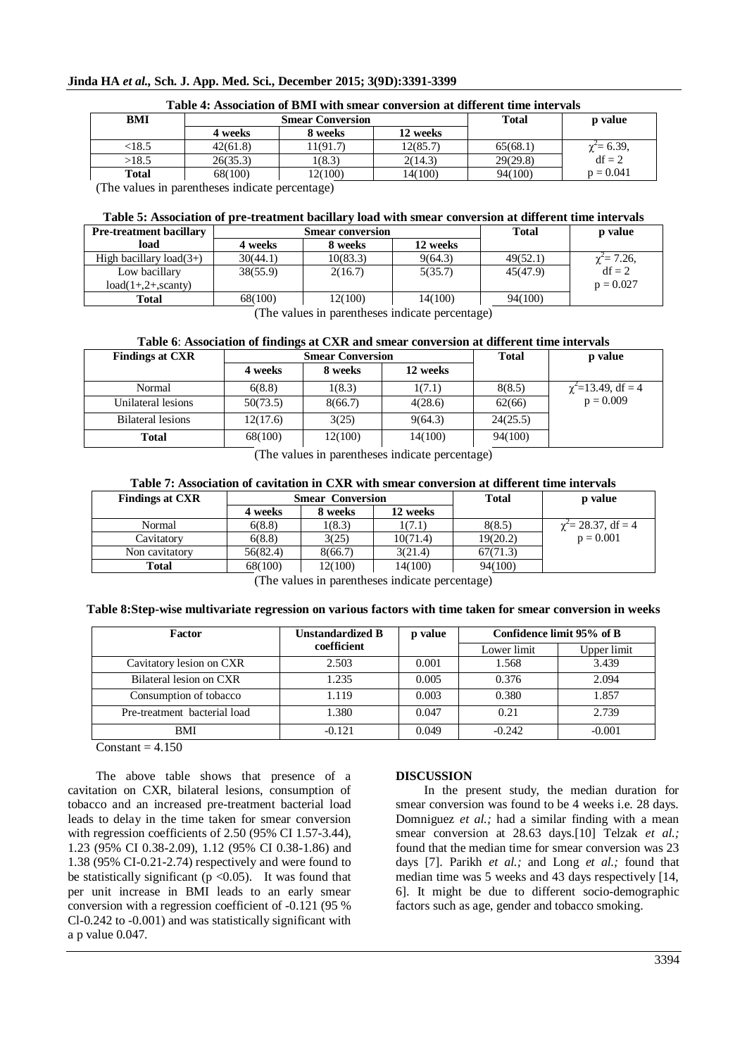**Table 4: Association of BMI with smear conversion at different time intervals**

| BMI | Smear Conversion | | | Total | p value |
|---|---|---|---|---|---|
| | 4 weeks | 8 weeks | 12 weeks | | |
| <18.5 | 42(61.8) | 11(91.7) | 12(85.7) | 65(68.1) | $\chi^2$= 6.39, df = 2 p = 0.041 |
| >18.5 | 26(35.3) | 1(8.3) | 2(14.3) | 29(29.8) | |
| **Total** | 68(100) | 12(100) | 14(100) | 94(100) | |

(The values in parentheses indicate percentage)

**Table 5: Association of pre-treatment bacillary load with smear conversion at different time intervals**

| Pre-treatment bacillary load | Smear conversion | | | Total | p value |
|---|---|---|---|---|---|
| | 4 weeks | 8 weeks | 12 weeks | | |
| High bacillary load(3+) | 30(44.1) | 10(83.3) | 9(64.3) | 49(52.1) | $\chi^2$= 7.26, df = 2 p = 0.027 |
| Low bacillary load(1+,2+,scanty) | 38(55.9) | 2(16.7) | 5(35.7) | 45(47.9) | |
| **Total** | 68(100) | 12(100) | 14(100) | 94(100) | |

(The values in parentheses indicate percentage)

**Table 6**: **Association of findings at CXR and smear conversion at different time intervals**

| Findings at CXR | Smear Conversion | | | Total | p value |
|---|---|---|---|---|---|
| | 4 weeks | 8 weeks | 12 weeks | | |
| Normal | 6(8.8) | 1(8.3) | 1(7.1) | 8(8.5) | $\chi^2$=13.49, df = 4 p = 0.009 |
| Unilateral lesions | 50(73.5) | 8(66.7) | 4(28.6) | 62(66) | |
| Bilateral lesions | 12(17.6) | 3(25) | 9(64.3) | 24(25.5) | |
| **Total** | 68(100) | 12(100) | 14(100) | 94(100) | |

(The values in parentheses indicate percentage)

**Table 7: Association of cavitation in CXR with smear conversion at different time intervals**

| Findings at CXR | Smear Conversion | | | Total | p value |
|---|---|---|---|---|---|
| | 4 weeks | 8 weeks | 12 weeks | | |
| Normal | 6(8.8) | 1(8.3) | 1(7.1) | 8(8.5) | $\chi^2$= 28.37, df = 4 p = 0.001 |
| Cavitatory | 6(8.8) | 3(25) | 10(71.4) | 19(20.2) | |
| Non cavitatory | 56(82.4) | 8(66.7) | 3(21.4) | 67(71.3) | |
| **Total** | 68(100) | 12(100) | 14(100) | 94(100) | |

(The values in parentheses indicate percentage)

**Table 8:Step-wise multivariate regression on various factors with time taken for smear conversion in weeks**

| Factor | Unstandardized B coefficient | p value | Confidence limit 95% of B | |
|---|---|---|---|---|
| | | | Lower limit | Upper limit |
| Cavitatory lesion on CXR | 2.503 | 0.001 | 1.568 | 3.439 |
| Bilateral lesion on CXR | 1.235 | 0.005 | 0.376 | 2.094 |
| Consumption of tobacco | 1.119 | 0.003 | 0.380 | 1.857 |
| Pre-treatment bacterial load | 1.380 | 0.047 | 0.21 | 2.739 |
| BMI | -0.121 | 0.049 | -0.242 | -0.001 |

Constant = 4.150

The above table shows that presence of a cavitation on CXR, bilateral lesions, consumption of tobacco and an increased pre-treatment bacterial load leads to delay in the time taken for smear conversion with regression coefficients of 2.50 (95% CI 1.57-3.44), 1.23 (95% CI 0.38-2.09), 1.12 (95% CI 0.38-1.86) and 1.38 (95% CI-0.21-2.74) respectively and were found to be statistically significant ($p < 0.05$). It was found that per unit increase in BMI leads to an early smear conversion with a regression coefficient of -0.121 (95 % Cl-0.242 to -0.001) and was statistically significant with a p value 0.047.

## DISCUSSION

In the present study, the median duration for smear conversion was found to be 4 weeks i.e. 28 days. Domniguez *et al.;* had a similar finding with a mean smear conversion at 28.63 days.[10] Telzak *et al.;* found that the median time for smear conversion was 23 days [7]. Parikh *et al.;* and Long *et al.;* found that median time was 5 weeks and 43 days respectively [14, 6]. It might be due to different socio-demographic factors such as age, gender and tobacco smoking.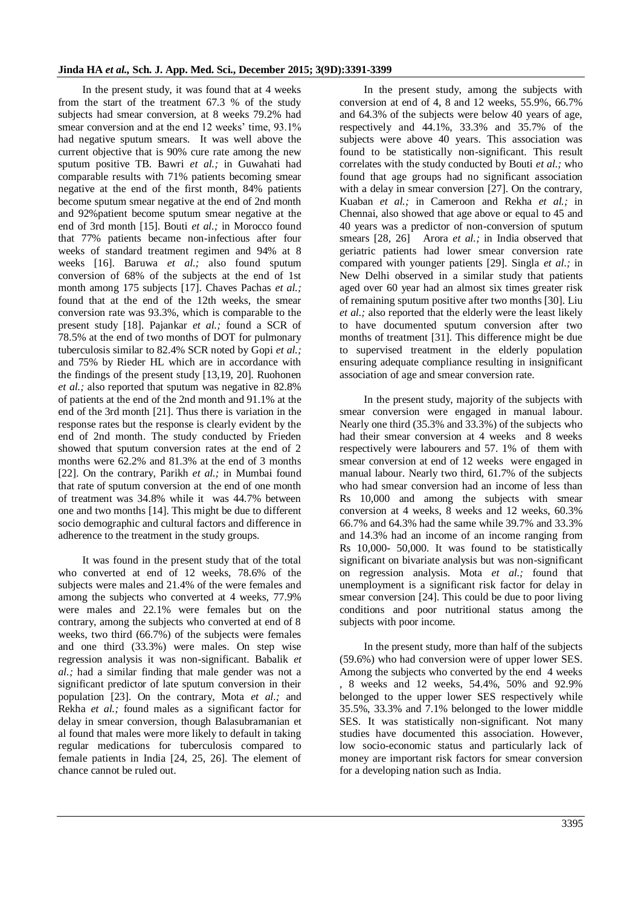In the present study, it was found that at 4 weeks from the start of the treatment 67.3 % of the study subjects had smear conversion, at 8 weeks 79.2% had smear conversion and at the end 12 weeks' time, 93.1% had negative sputum smears. It was well above the current objective that is 90% cure rate among the new sputum positive TB. Bawri *et al.;* in Guwahati had comparable results with 71% patients becoming smear negative at the end of the first month, 84% patients become sputum smear negative at the end of 2nd month and 92%patient become sputum smear negative at the end of 3rd month [15]. Bouti *et al.;* in Morocco found that 77% patients became non-infectious after four weeks of standard treatment regimen and 94% at 8 weeks [16]. Baruwa *et al.;* also found sputum conversion of 68% of the subjects at the end of 1st month among 175 subjects [17]. Chaves Pachas *et al.;* found that at the end of the 12th weeks, the smear conversion rate was 93.3%, which is comparable to the present study [18]. Pajankar *et al.;* found a SCR of 78.5% at the end of two months of DOT for pulmonary tuberculosis similar to 82.4% SCR noted by Gopi *et al.;* and 75% by Rieder HL which are in accordance with the findings of the present study [13,19, 20]. Ruohonen *et al.;* also reported that sputum was negative in 82.8% of patients at the end of the 2nd month and 91.1% at the end of the 3rd month [21]. Thus there is variation in the response rates but the response is clearly evident by the end of 2nd month. The study conducted by Frieden showed that sputum conversion rates at the end of 2 months were 62.2% and 81.3% at the end of 3 months [22]. On the contrary, Parikh *et al.;* in Mumbai found that rate of sputum conversion at the end of one month of treatment was 34.8% while it was 44.7% between one and two months [14]. This might be due to different socio demographic and cultural factors and difference in adherence to the treatment in the study groups.

It was found in the present study that of the total who converted at end of 12 weeks, 78.6% of the subjects were males and 21.4% of the were females and among the subjects who converted at 4 weeks, 77.9% were males and 22.1% were females but on the contrary, among the subjects who converted at end of 8 weeks, two third (66.7%) of the subjects were females and one third (33.3%) were males. On step wise regression analysis it was non-significant. Babalik *et al.;* had a similar finding that male gender was not a significant predictor of late sputum conversion in their population [23]. On the contrary, Mota *et al.;* and Rekha *et al.;* found males as a significant factor for delay in smear conversion, though Balasubramanian et al found that males were more likely to default in taking regular medications for tuberculosis compared to female patients in India [24, 25, 26]. The element of chance cannot be ruled out.

In the present study, among the subjects with conversion at end of 4, 8 and 12 weeks, 55.9%, 66.7% and 64.3% of the subjects were below 40 years of age, respectively and 44.1%, 33.3% and 35.7% of the subjects were above 40 years. This association was found to be statistically non-significant. This result correlates with the study conducted by Bouti *et al.;* who found that age groups had no significant association with a delay in smear conversion [27]. On the contrary, Kuaban *et al.;* in Cameroon and Rekha *et al.;* in Chennai, also showed that age above or equal to 45 and 40 years was a predictor of non-conversion of sputum smears [28, 26] Arora *et al.;* in India observed that geriatric patients had lower smear conversion rate compared with younger patients [29]. Singla *et al.;* in New Delhi observed in a similar study that patients aged over 60 year had an almost six times greater risk of remaining sputum positive after two months [30]. Liu *et al.;* also reported that the elderly were the least likely to have documented sputum conversion after two months of treatment [31]. This difference might be due to supervised treatment in the elderly population ensuring adequate compliance resulting in insignificant association of age and smear conversion rate.

In the present study, majority of the subjects with smear conversion were engaged in manual labour. Nearly one third (35.3% and 33.3%) of the subjects who had their smear conversion at 4 weeks and 8 weeks respectively were labourers and 57. 1% of them with smear conversion at end of 12 weeks were engaged in manual labour. Nearly two third, 61.7% of the subjects who had smear conversion had an income of less than Rs 10,000 and among the subjects with smear conversion at 4 weeks, 8 weeks and 12 weeks, 60.3% 66.7% and 64.3% had the same while 39.7% and 33.3% and 14.3% had an income of an income ranging from Rs 10,000- 50,000. It was found to be statistically significant on bivariate analysis but was non-significant on regression analysis. Mota *et al.;* found that unemployment is a significant risk factor for delay in smear conversion [24]. This could be due to poor living conditions and poor nutritional status among the subjects with poor income.

In the present study, more than half of the subjects (59.6%) who had conversion were of upper lower SES. Among the subjects who converted by the end 4 weeks , 8 weeks and 12 weeks, 54.4%, 50% and 92.9% belonged to the upper lower SES respectively while 35.5%, 33.3% and 7.1% belonged to the lower middle SES. It was statistically non-significant. Not many studies have documented this association. However, low socio-economic status and particularly lack of money are important risk factors for smear conversion for a developing nation such as India.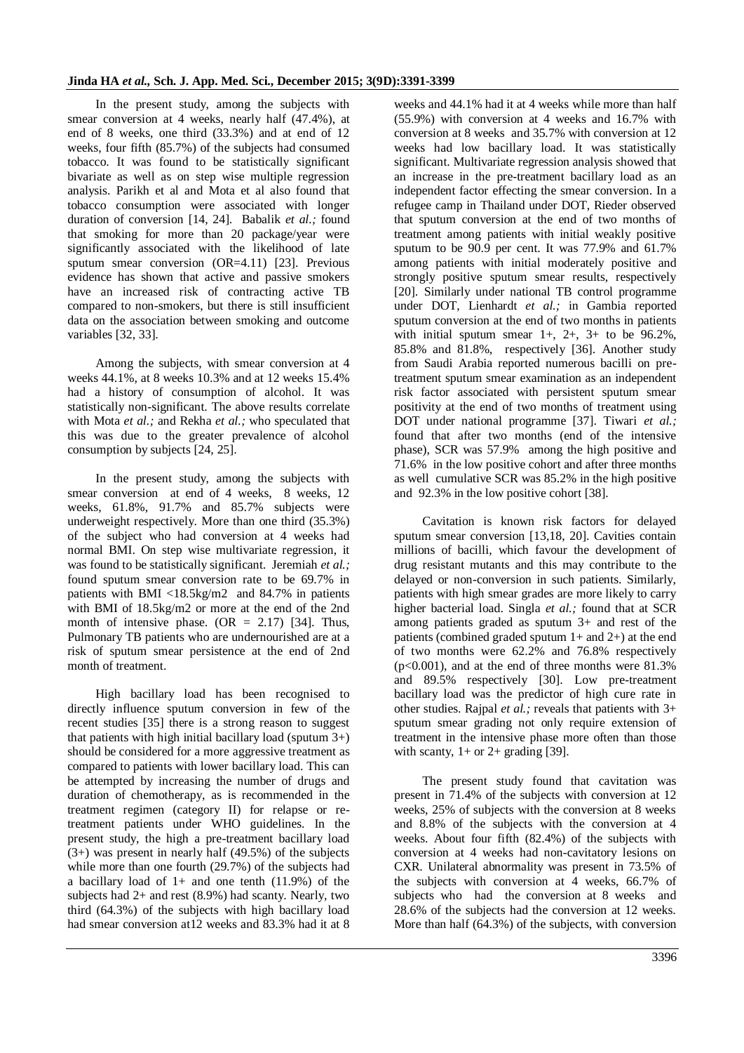In the present study, among the subjects with smear conversion at 4 weeks, nearly half (47.4%), at end of 8 weeks, one third (33.3%) and at end of 12 weeks, four fifth (85.7%) of the subjects had consumed tobacco. It was found to be statistically significant bivariate as well as on step wise multiple regression analysis. Parikh et al and Mota et al also found that tobacco consumption were associated with longer duration of conversion [14, 24]. Babalik *et al.;* found that smoking for more than 20 package/year were significantly associated with the likelihood of late sputum smear conversion (OR=4.11) [23]. Previous evidence has shown that active and passive smokers have an increased risk of contracting active TB compared to non-smokers, but there is still insufficient data on the association between smoking and outcome variables [32, 33].

Among the subjects, with smear conversion at 4 weeks 44.1%, at 8 weeks 10.3% and at 12 weeks 15.4% had a history of consumption of alcohol. It was statistically non-significant. The above results correlate with Mota *et al.;* and Rekha *et al.;* who speculated that this was due to the greater prevalence of alcohol consumption by subjects [24, 25].

In the present study, among the subjects with smear conversion at end of 4 weeks, 8 weeks, 12 weeks, 61.8%, 91.7% and 85.7% subjects were underweight respectively. More than one third (35.3%) of the subject who had conversion at 4 weeks had normal BMI. On step wise multivariate regression, it was found to be statistically significant. Jeremiah *et al.;* found sputum smear conversion rate to be 69.7% in patients with BMI <18.5kg/m2 and 84.7% in patients with BMI of 18.5kg/m2 or more at the end of the 2nd month of intensive phase. (OR = 2.17) [34]. Thus, Pulmonary TB patients who are undernourished are at a risk of sputum smear persistence at the end of 2nd month of treatment.

High bacillary load has been recognised to directly influence sputum conversion in few of the recent studies [35] there is a strong reason to suggest that patients with high initial bacillary load (sputum 3+) should be considered for a more aggressive treatment as compared to patients with lower bacillary load. This can be attempted by increasing the number of drugs and duration of chemotherapy, as is recommended in the treatment regimen (category II) for relapse or re-treatment patients under WHO guidelines. In the present study, the high a pre-treatment bacillary load (3+) was present in nearly half (49.5%) of the subjects while more than one fourth (29.7%) of the subjects had a bacillary load of 1+ and one tenth (11.9%) of the subjects had 2+ and rest (8.9%) had scanty. Nearly, two third (64.3%) of the subjects with high bacillary load had smear conversion at12 weeks and 83.3% had it at 8 weeks and 44.1% had it at 4 weeks while more than half (55.9%) with conversion at 4 weeks and 16.7% with conversion at 8 weeks and 35.7% with conversion at 12 weeks had low bacillary load. It was statistically significant. Multivariate regression analysis showed that an increase in the pre-treatment bacillary load as an independent factor effecting the smear conversion. In a refugee camp in Thailand under DOT, Rieder observed that sputum conversion at the end of two months of treatment among patients with initial weakly positive sputum to be 90.9 per cent. It was 77.9% and 61.7% among patients with initial moderately positive and strongly positive sputum smear results, respectively [20]. Similarly under national TB control programme under DOT, Lienhardt *et al.;* in Gambia reported sputum conversion at the end of two months in patients with initial sputum smear 1+, 2+, 3+ to be 96.2%, 85.8% and 81.8%, respectively [36]. Another study from Saudi Arabia reported numerous bacilli on pre-treatment sputum smear examination as an independent risk factor associated with persistent sputum smear positivity at the end of two months of treatment using DOT under national programme [37]. Tiwari *et al.;* found that after two months (end of the intensive phase), SCR was 57.9% among the high positive and 71.6% in the low positive cohort and after three months as well cumulative SCR was 85.2% in the high positive and 92.3% in the low positive cohort [38].

Cavitation is known risk factors for delayed sputum smear conversion [13,18, 20]. Cavities contain millions of bacilli, which favour the development of drug resistant mutants and this may contribute to the delayed or non-conversion in such patients. Similarly, patients with high smear grades are more likely to carry higher bacterial load. Singla *et al.;* found that at SCR among patients graded as sputum 3+ and rest of the patients (combined graded sputum 1+ and 2+) at the end of two months were 62.2% and 76.8% respectively ($p<0.001$), and at the end of three months were 81.3% and 89.5% respectively [30]. Low pre-treatment bacillary load was the predictor of high cure rate in other studies. Rajpal *et al.;* reveals that patients with 3+ sputum smear grading not only require extension of treatment in the intensive phase more often than those with scanty, 1+ or 2+ grading [39].

The present study found that cavitation was present in 71.4% of the subjects with conversion at 12 weeks, 25% of subjects with the conversion at 8 weeks and 8.8% of the subjects with the conversion at 4 weeks. About four fifth (82.4%) of the subjects with conversion at 4 weeks had non-cavitatory lesions on CXR. Unilateral abnormality was present in 73.5% of the subjects with conversion at 4 weeks, 66.7% of subjects who had the conversion at 8 weeks and 28.6% of the subjects had the conversion at 12 weeks. More than half (64.3%) of the subjects, with conversion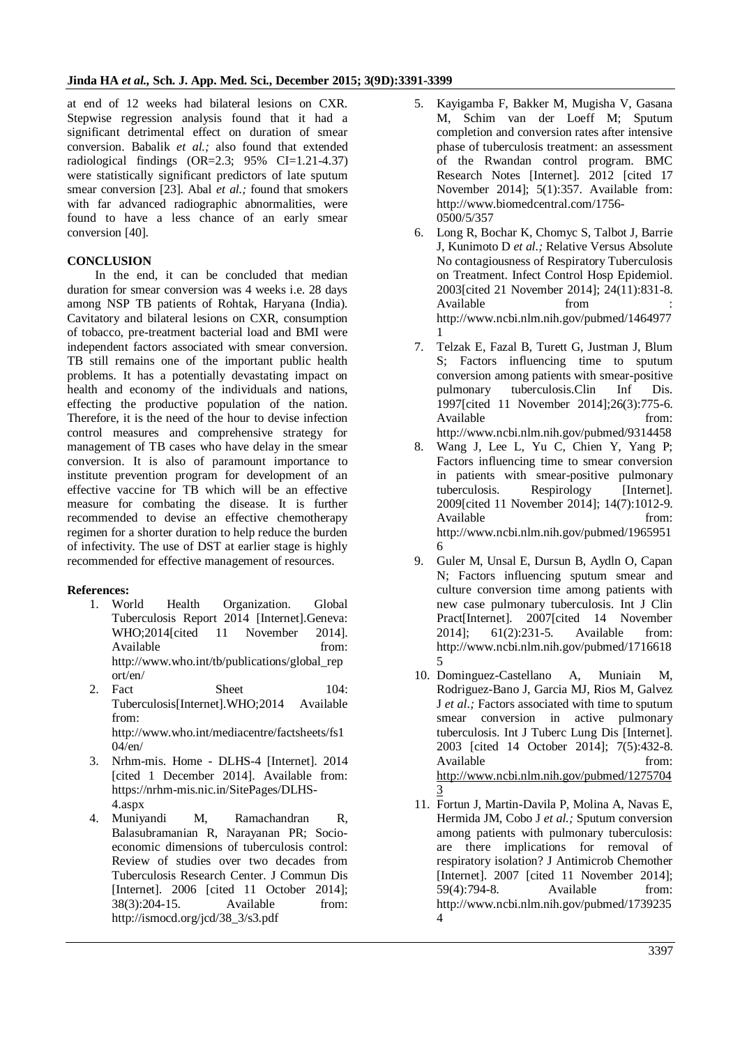at end of 12 weeks had bilateral lesions on CXR. Stepwise regression analysis found that it had a significant detrimental effect on duration of smear conversion. Babalik *et al.;* also found that extended radiological findings (OR=2.3; 95% CI=1.21-4.37) were statistically significant predictors of late sputum smear conversion [23]. Abal *et al.;* found that smokers with far advanced radiographic abnormalities, were found to have a less chance of an early smear conversion [40].

## CONCLUSION

In the end, it can be concluded that median duration for smear conversion was 4 weeks i.e. 28 days among NSP TB patients of Rohtak, Haryana (India). Cavitatory and bilateral lesions on CXR, consumption of tobacco, pre-treatment bacterial load and BMI were independent factors associated with smear conversion. TB still remains one of the important public health problems. It has a potentially devastating impact on health and economy of the individuals and nations, effecting the productive population of the nation. Therefore, it is the need of the hour to devise infection control measures and comprehensive strategy for management of TB cases who have delay in the smear conversion. It is also of paramount importance to institute prevention program for development of an effective vaccine for TB which will be an effective measure for combating the disease. It is further recommended to devise an effective chemotherapy regimen for a shorter duration to help reduce the burden of infectivity. The use of DST at earlier stage is highly recommended for effective management of resources.

## References:

1. World Health Organization. Global Tuberculosis Report 2014 [Internet].Geneva: WHO;2014[cited 11 November 2014]. Available from: http://www.who.int/tb/publications/global_report/en/
2. Fact Sheet 104: Tuberculosis[Internet].WHO;2014 Available from: http://www.who.int/mediacentre/factsheets/fs104/en/
3. Nrhm-mis. Home - DLHS-4 [Internet]. 2014 [cited 1 December 2014]. Available from: https://nrhm-mis.nic.in/SitePages/DLHS-4.aspx
4. Muniyandi M, Ramachandran R, Balasubramanian R, Narayanan PR; Socio-economic dimensions of tuberculosis control: Review of studies over two decades from Tuberculosis Research Center. J Commun Dis [Internet]. 2006 [cited 11 October 2014]; 38(3):204-15. Available from: http://ismocd.org/jcd/38_3/s3.pdf
5. Kayigamba F, Bakker M, Mugisha V, Gasana M, Schim van der Loeff M; Sputum completion and conversion rates after intensive phase of tuberculosis treatment: an assessment of the Rwandan control program. BMC Research Notes [Internet]. 2012 [cited 17 November 2014]; 5(1):357. Available from: http://www.biomedcentral.com/1756-0500/5/357
6. Long R, Bochar K, Chomyc S, Talbot J, Barrie J, Kunimoto D *et al.;* Relative Versus Absolute No contagiousness of Respiratory Tuberculosis on Treatment. Infect Control Hosp Epidemiol. 2003[cited 21 November 2014]; 24(11):831-8. Available from : http://www.ncbi.nlm.nih.gov/pubmed/14649771
7. Telzak E, Fazal B, Turett G, Justman J, Blum S; Factors influencing time to sputum conversion among patients with smear-positive pulmonary tuberculosis.Clin Inf Dis. 1997[cited 11 November 2014];26(3):775-6. Available from: http://www.ncbi.nlm.nih.gov/pubmed/9314458
8. Wang J, Lee L, Yu C, Chien Y, Yang P; Factors influencing time to smear conversion in patients with smear-positive pulmonary tuberculosis. Respirology [Internet]. 2009[cited 11 November 2014]; 14(7):1012-9. Available from: http://www.ncbi.nlm.nih.gov/pubmed/19659516
9. Guler M, Unsal E, Dursun B, Aydln O, Capan N; Factors influencing sputum smear and culture conversion time among patients with new case pulmonary tuberculosis. Int J Clin Pract[Internet]. 2007[cited 14 November 2014]; 61(2):231-5. Available from: http://www.ncbi.nlm.nih.gov/pubmed/17166185
10. Dominguez-Castellano A, Muniain M, Rodriguez-Bano J, Garcia MJ, Rios M, Galvez J *et al.;* Factors associated with time to sputum smear conversion in active pulmonary tuberculosis. Int J Tuberc Lung Dis [Internet]. 2003 [cited 14 October 2014]; 7(5):432-8. Available from: http://www.ncbi.nlm.nih.gov/pubmed/12757043
11. Fortun J, Martin-Davila P, Molina A, Navas E, Hermida JM, Cobo J *et al.;* Sputum conversion among patients with pulmonary tuberculosis: are there implications for removal of respiratory isolation? J Antimicrob Chemother [Internet]. 2007 [cited 11 November 2014]; 59(4):794-8. Available from: http://www.ncbi.nlm.nih.gov/pubmed/17392354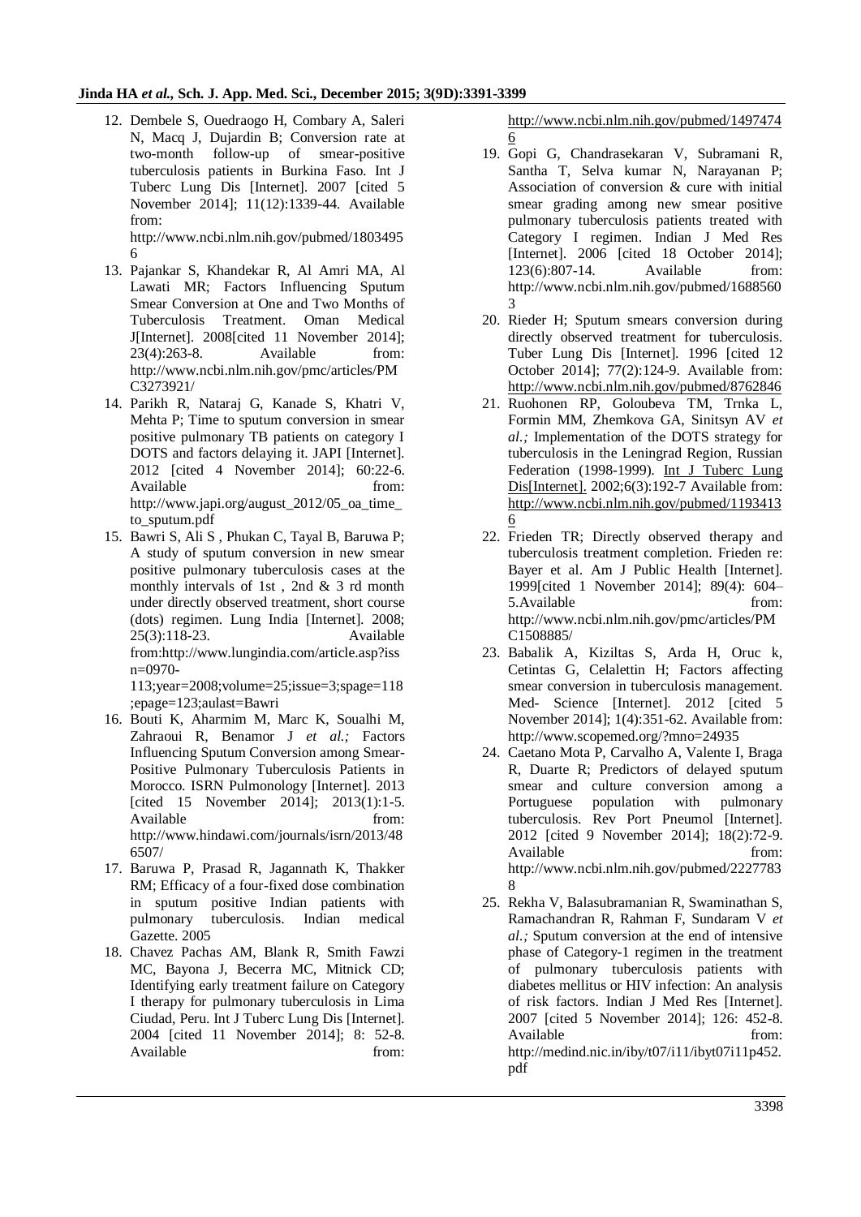12. Dembele S, Ouedraogo H, Combary A, Saleri N, Macq J, Dujardin B; Conversion rate at two-month follow-up of smear-positive tuberculosis patients in Burkina Faso. Int J Tuberc Lung Dis [Internet]. 2007 [cited 5 November 2014]; 11(12):1339-44. Available from: http://www.ncbi.nlm.nih.gov/pubmed/18034956
13. Pajankar S, Khandekar R, Al Amri MA, Al Lawati MR; Factors Influencing Sputum Smear Conversion at One and Two Months of Tuberculosis Treatment. Oman Medical J[Internet]. 2008[cited 11 November 2014]; 23(4):263-8. Available from: http://www.ncbi.nlm.nih.gov/pmc/articles/PMC3273921/
14. Parikh R, Nataraj G, Kanade S, Khatri V, Mehta P; Time to sputum conversion in smear positive pulmonary TB patients on category I DOTS and factors delaying it. JAPI [Internet]. 2012 [cited 4 November 2014]; 60:22-6. Available from: http://www.japi.org/august_2012/05_oa_time_to_sputum.pdf
15. Bawri S, Ali S , Phukan C, Tayal B, Baruwa P; A study of sputum conversion in new smear positive pulmonary tuberculosis cases at the monthly intervals of 1st , 2nd & 3 rd month under directly observed treatment, short course (dots) regimen. Lung India [Internet]. 2008; 25(3):118-23. Available from:http://www.lungindia.com/article.asp?issn=0970-113;year=2008;volume=25;issue=3;spage=118;epage=123;aulast=Bawri
16. Bouti K, Aharmim M, Marc K, Soualhi M, Zahraoui R, Benamor J *et al.;* Factors Influencing Sputum Conversion among Smear-Positive Pulmonary Tuberculosis Patients in Morocco. ISRN Pulmonology [Internet]. 2013 [cited 15 November 2014]; 2013(1):1-5. Available from: http://www.hindawi.com/journals/isrn/2013/486507/
17. Baruwa P, Prasad R, Jagannath K, Thakker RM; Efficacy of a four-fixed dose combination in sputum positive Indian patients with pulmonary tuberculosis. Indian medical Gazette. 2005
18. Chavez Pachas AM, Blank R, Smith Fawzi MC, Bayona J, Becerra MC, Mitnick CD; Identifying early treatment failure on Category I therapy for pulmonary tuberculosis in Lima Ciudad, Peru. Int J Tuberc Lung Dis [Internet]. 2004 [cited 11 November 2014]; 8: 52-8. Available from: http://www.ncbi.nlm.nih.gov/pubmed/14974746
19. Gopi G, Chandrasekaran V, Subramani R, Santha T, Selva kumar N, Narayanan P; Association of conversion & cure with initial smear grading among new smear positive pulmonary tuberculosis patients treated with Category I regimen. Indian J Med Res [Internet]. 2006 [cited 18 October 2014]; 123(6):807-14. Available from: http://www.ncbi.nlm.nih.gov/pubmed/16885603
20. Rieder H; Sputum smears conversion during directly observed treatment for tuberculosis. Tuber Lung Dis [Internet]. 1996 [cited 12 October 2014]; 77(2):124-9. Available from: http://www.ncbi.nlm.nih.gov/pubmed/8762846
21. Ruohonen RP, Goloubeva TM, Trnka L, Formin MM, Zhemkova GA, Sinitsyn AV *et al.;* Implementation of the DOTS strategy for tuberculosis in the Leningrad Region, Russian Federation (1998-1999). Int J Tuberc Lung Dis[Internet]. 2002;6(3):192-7 Available from: http://www.ncbi.nlm.nih.gov/pubmed/11934136
22. Frieden TR; Directly observed therapy and tuberculosis treatment completion. Frieden re: Bayer et al. Am J Public Health [Internet]. 1999[cited 1 November 2014]; 89(4): 604–5.Available from: http://www.ncbi.nlm.nih.gov/pmc/articles/PMC1508885/
23. Babalik A, Kiziltas S, Arda H, Oruc k, Cetintas G, Celalettin H; Factors affecting smear conversion in tuberculosis management. Med- Science [Internet]. 2012 [cited 5 November 2014]; 1(4):351-62. Available from: http://www.scopemed.org/?mno=24935
24. Caetano Mota P, Carvalho A, Valente I, Braga R, Duarte R; Predictors of delayed sputum smear and culture conversion among a Portuguese population with pulmonary tuberculosis. Rev Port Pneumol [Internet]. 2012 [cited 9 November 2014]; 18(2):72-9. Available from: http://www.ncbi.nlm.nih.gov/pubmed/22277838
25. Rekha V, Balasubramanian R, Swaminathan S, Ramachandran R, Rahman F, Sundaram V *et al.;* Sputum conversion at the end of intensive phase of Category-1 regimen in the treatment of pulmonary tuberculosis patients with diabetes mellitus or HIV infection: An analysis of risk factors. Indian J Med Res [Internet]. 2007 [cited 5 November 2014]; 126: 452-8. Available from: http://medind.nic.in/iby/t07/i11/ibyt07i11p452.pdf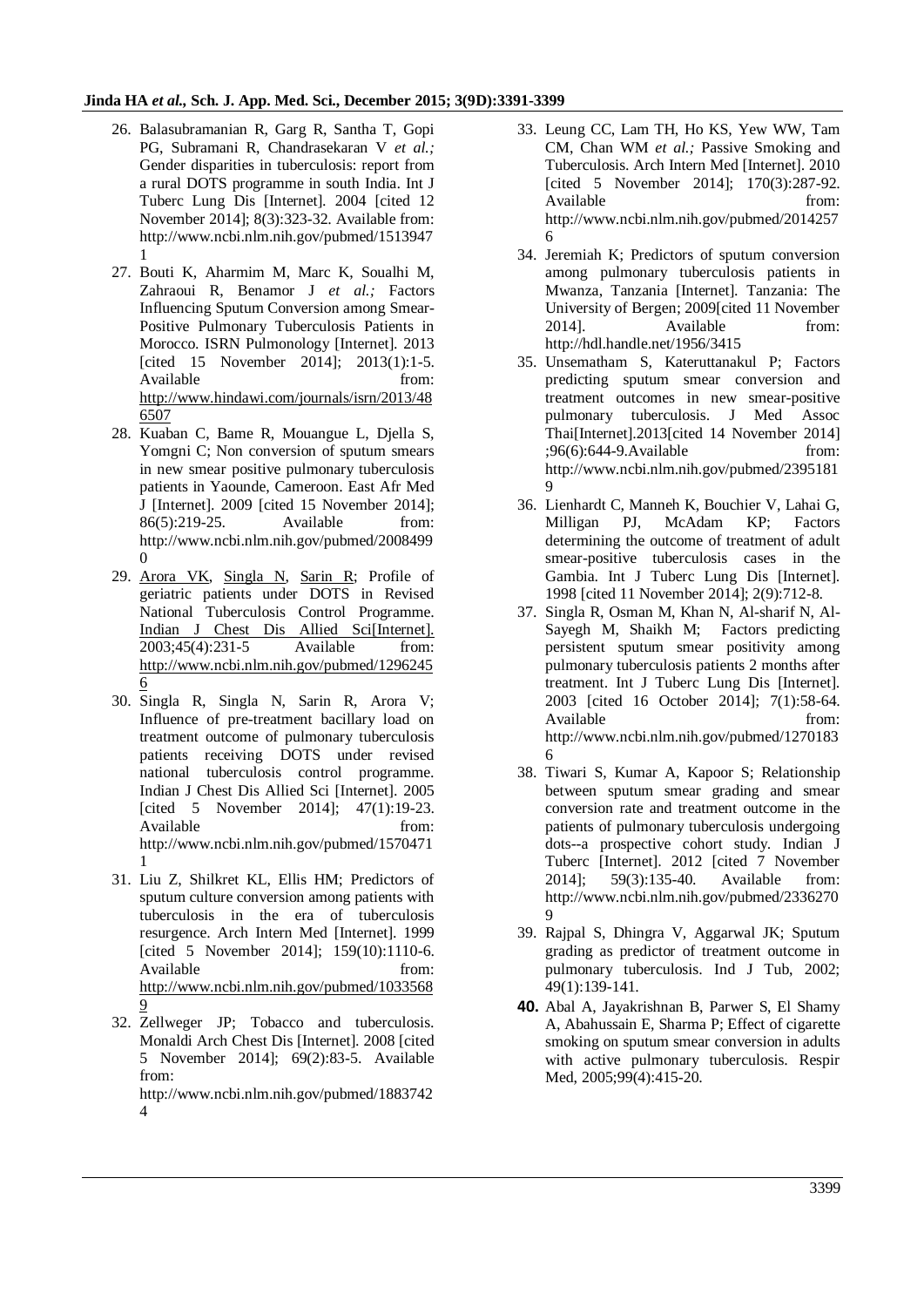26. Balasubramanian R, Garg R, Santha T, Gopi PG, Subramani R, Chandrasekaran V *et al.;* Gender disparities in tuberculosis: report from a rural DOTS programme in south India. Int J Tuberc Lung Dis [Internet]. 2004 [cited 12 November 2014]; 8(3):323-32. Available from: http://www.ncbi.nlm.nih.gov/pubmed/15139471
27. Bouti K, Aharmim M, Marc K, Soualhi M, Zahraoui R, Benamor J *et al.;* Factors Influencing Sputum Conversion among Smear-Positive Pulmonary Tuberculosis Patients in Morocco. ISRN Pulmonology [Internet]. 2013 [cited 15 November 2014]; 2013(1):1-5. Available from: http://www.hindawi.com/journals/isrn/2013/486507
28. Kuaban C, Bame R, Mouangue L, Djella S, Yomgni C; Non conversion of sputum smears in new smear positive pulmonary tuberculosis patients in Yaounde, Cameroon. East Afr Med J [Internet]. 2009 [cited 15 November 2014]; 86(5):219-25. Available from: http://www.ncbi.nlm.nih.gov/pubmed/20084990
29. Arora VK, Singla N, Sarin R; Profile of geriatric patients under DOTS in Revised National Tuberculosis Control Programme. Indian J Chest Dis Allied Sci[Internet]. 2003;45(4):231-5 Available from: http://www.ncbi.nlm.nih.gov/pubmed/12962456
30. Singla R, Singla N, Sarin R, Arora V; Influence of pre-treatment bacillary load on treatment outcome of pulmonary tuberculosis patients receiving DOTS under revised national tuberculosis control programme. Indian J Chest Dis Allied Sci [Internet]. 2005 [cited 5 November 2014]; 47(1):19-23. Available from: http://www.ncbi.nlm.nih.gov/pubmed/15704711
31. Liu Z, Shilkret KL, Ellis HM; Predictors of sputum culture conversion among patients with tuberculosis in the era of tuberculosis resurgence. Arch Intern Med [Internet]. 1999 [cited 5 November 2014]; 159(10):1110-6. Available from: http://www.ncbi.nlm.nih.gov/pubmed/10335689
32. Zellweger JP; Tobacco and tuberculosis. Monaldi Arch Chest Dis [Internet]. 2008 [cited 5 November 2014]; 69(2):83-5. Available from: http://www.ncbi.nlm.nih.gov/pubmed/18837424
33. Leung CC, Lam TH, Ho KS, Yew WW, Tam CM, Chan WM *et al.;* Passive Smoking and Tuberculosis. Arch Intern Med [Internet]. 2010 [cited 5 November 2014]; 170(3):287-92. Available from: http://www.ncbi.nlm.nih.gov/pubmed/20142576
34. Jeremiah K; Predictors of sputum conversion among pulmonary tuberculosis patients in Mwanza, Tanzania [Internet]. Tanzania: The University of Bergen; 2009[cited 11 November 2014]. Available from: http://hdl.handle.net/1956/3415
35. Unsematham S, Kateruttanakul P; Factors predicting sputum smear conversion and treatment outcomes in new smear-positive pulmonary tuberculosis. J Med Assoc Thai[Internet].2013[cited 14 November 2014] ;96(6):644-9.Available from: http://www.ncbi.nlm.nih.gov/pubmed/23951819
36. Lienhardt C, Manneh K, Bouchier V, Lahai G, Milligan PJ, McAdam KP; Factors determining the outcome of treatment of adult smear-positive tuberculosis cases in the Gambia. Int J Tuberc Lung Dis [Internet]. 1998 [cited 11 November 2014]; 2(9):712-8.
37. Singla R, Osman M, Khan N, Al-sharif N, Al-Sayegh M, Shaikh M; Factors predicting persistent sputum smear positivity among pulmonary tuberculosis patients 2 months after treatment. Int J Tuberc Lung Dis [Internet]. 2003 [cited 16 October 2014]; 7(1):58-64. Available from: http://www.ncbi.nlm.nih.gov/pubmed/12701836
38. Tiwari S, Kumar A, Kapoor S; Relationship between sputum smear grading and smear conversion rate and treatment outcome in the patients of pulmonary tuberculosis undergoing dots--a prospective cohort study. Indian J Tuberc [Internet]. 2012 [cited 7 November 2014]; 59(3):135-40. Available from: http://www.ncbi.nlm.nih.gov/pubmed/23362709
39. Rajpal S, Dhingra V, Aggarwal JK; Sputum grading as predictor of treatment outcome in pulmonary tuberculosis. Ind J Tub, 2002; 49(1):139-141.
40. Abal A, Jayakrishnan B, Parwer S, El Shamy A, Abahussain E, Sharma P; Effect of cigarette smoking on sputum smear conversion in adults with active pulmonary tuberculosis. Respir Med, 2005;99(4):415-20.